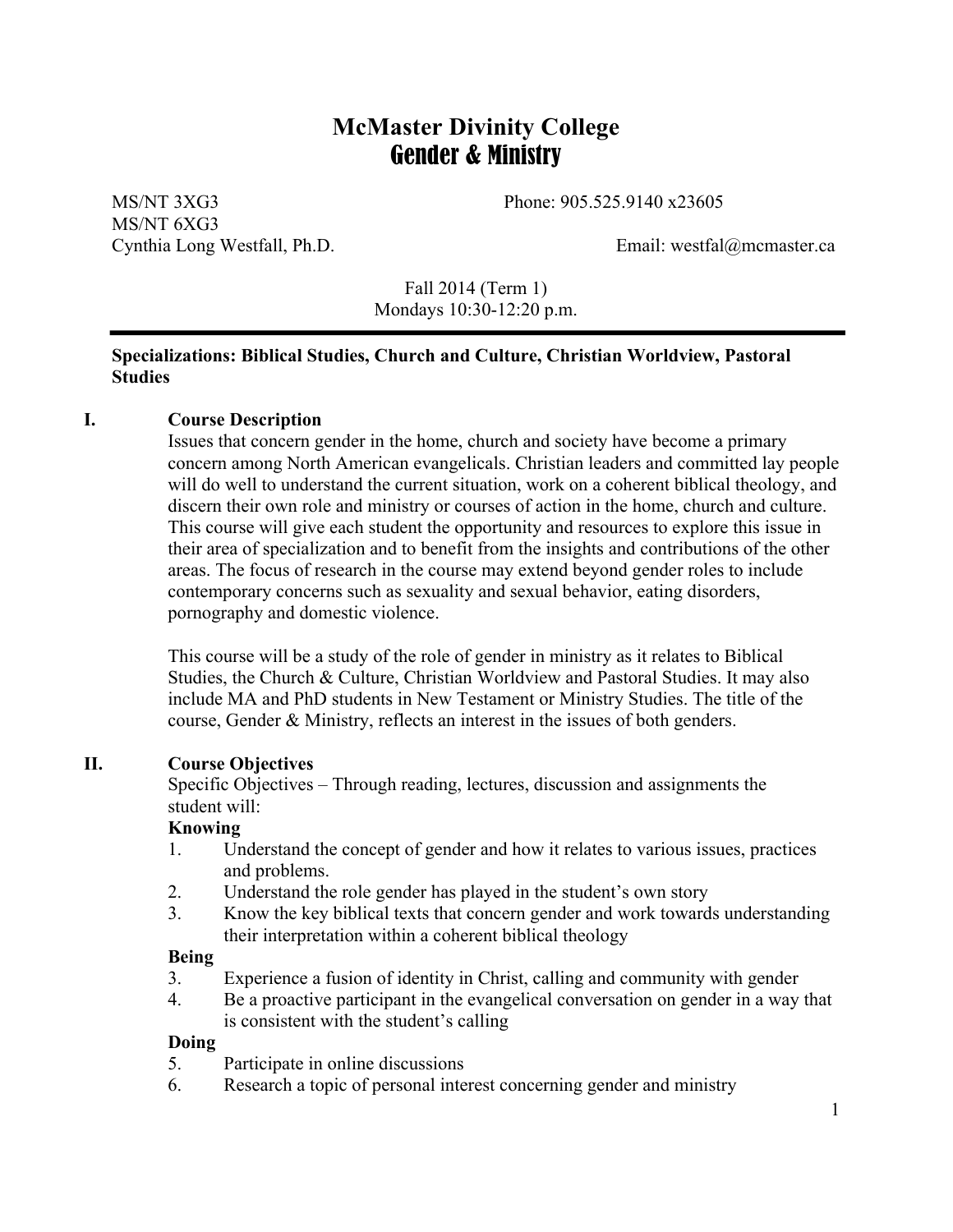# McMaster Divinity College
## Gender & Ministry

MS/NT 3XG3 Phone: 905.525.9140 x23605
MS/NT 6XG3
Cynthia Long Westfall, Ph.D. Email: westfal@mcmaster.ca

Fall 2014 (Term 1)
Mondays 10:30-12:20 p.m.

**Specializations: Biblical Studies, Church and Culture, Christian Worldview, Pastoral Studies**

### I. Course Description

Issues that concern gender in the home, church and society have become a primary concern among North American evangelicals. Christian leaders and committed lay people will do well to understand the current situation, work on a coherent biblical theology, and discern their own role and ministry or courses of action in the home, church and culture. This course will give each student the opportunity and resources to explore this issue in their area of specialization and to benefit from the insights and contributions of the other areas. The focus of research in the course may extend beyond gender roles to include contemporary concerns such as sexuality and sexual behavior, eating disorders, pornography and domestic violence.

This course will be a study of the role of gender in ministry as it relates to Biblical Studies, the Church & Culture, Christian Worldview and Pastoral Studies. It may also include MA and PhD students in New Testament or Ministry Studies. The title of the course, Gender & Ministry, reflects an interest in the issues of both genders.

### II. Course Objectives

Specific Objectives – Through reading, lectures, discussion and assignments the student will:

**Knowing**

1. Understand the concept of gender and how it relates to various issues, practices and problems.
2. Understand the role gender has played in the student's own story
3. Know the key biblical texts that concern gender and work towards understanding their interpretation within a coherent biblical theology

**Being**

3. Experience a fusion of identity in Christ, calling and community with gender
4. Be a proactive participant in the evangelical conversation on gender in a way that is consistent with the student's calling

**Doing**

5. Participate in online discussions
6. Research a topic of personal interest concerning gender and ministry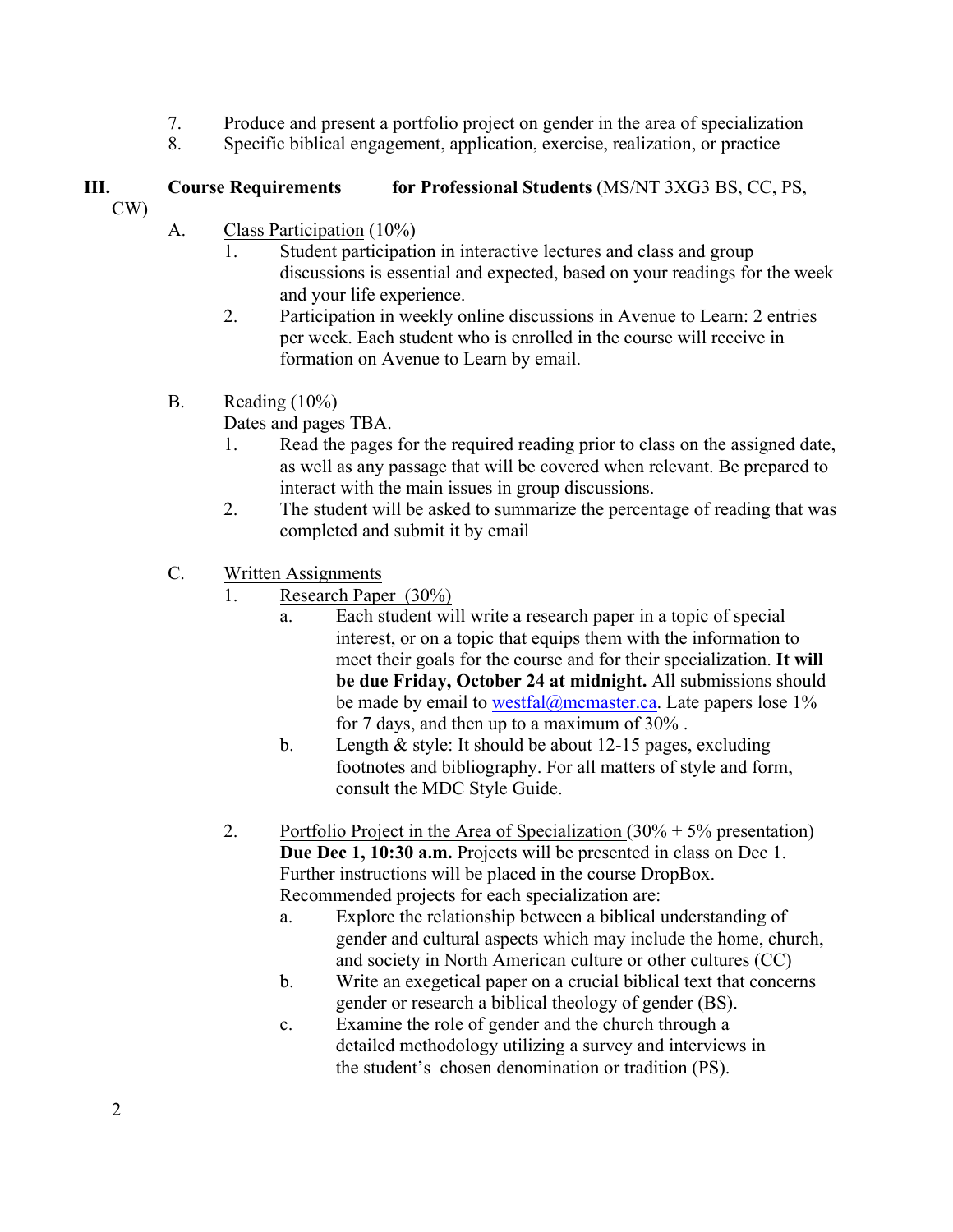7. Produce and present a portfolio project on gender in the area of specialization
8. Specific biblical engagement, application, exercise, realization, or practice

## III. Course Requirements for Professional Students (MS/NT 3XG3 BS, CC, PS, CW)

A. Class Participation (10%)

1. Student participation in interactive lectures and class and group discussions is essential and expected, based on your readings for the week and your life experience.
2. Participation in weekly online discussions in Avenue to Learn: 2 entries per week. Each student who is enrolled in the course will receive in formation on Avenue to Learn by email.

B. Reading (10%)

Dates and pages TBA.

1. Read the pages for the required reading prior to class on the assigned date, as well as any passage that will be covered when relevant. Be prepared to interact with the main issues in group discussions.
2. The student will be asked to summarize the percentage of reading that was completed and submit it by email

C. Written Assignments

1. Research Paper (30%)
   a. Each student will write a research paper in a topic of special interest, or on a topic that equips them with the information to meet their goals for the course and for their specialization. **It will be due Friday, October 24 at midnight.** All submissions should be made by email to westfal@mcmaster.ca. Late papers lose 1% for 7 days, and then up to a maximum of 30% .
   b. Length & style: It should be about 12-15 pages, excluding footnotes and bibliography. For all matters of style and form, consult the MDC Style Guide.

2. Portfolio Project in the Area of Specialization (30% + 5% presentation) **Due Dec 1, 10:30 a.m.** Projects will be presented in class on Dec 1. Further instructions will be placed in the course DropBox. Recommended projects for each specialization are:
   a. Explore the relationship between a biblical understanding of gender and cultural aspects which may include the home, church, and society in North American culture or other cultures (CC)
   b. Write an exegetical paper on a crucial biblical text that concerns gender or research a biblical theology of gender (BS).
   c. Examine the role of gender and the church through a detailed methodology utilizing a survey and interviews in the student's chosen denomination or tradition (PS).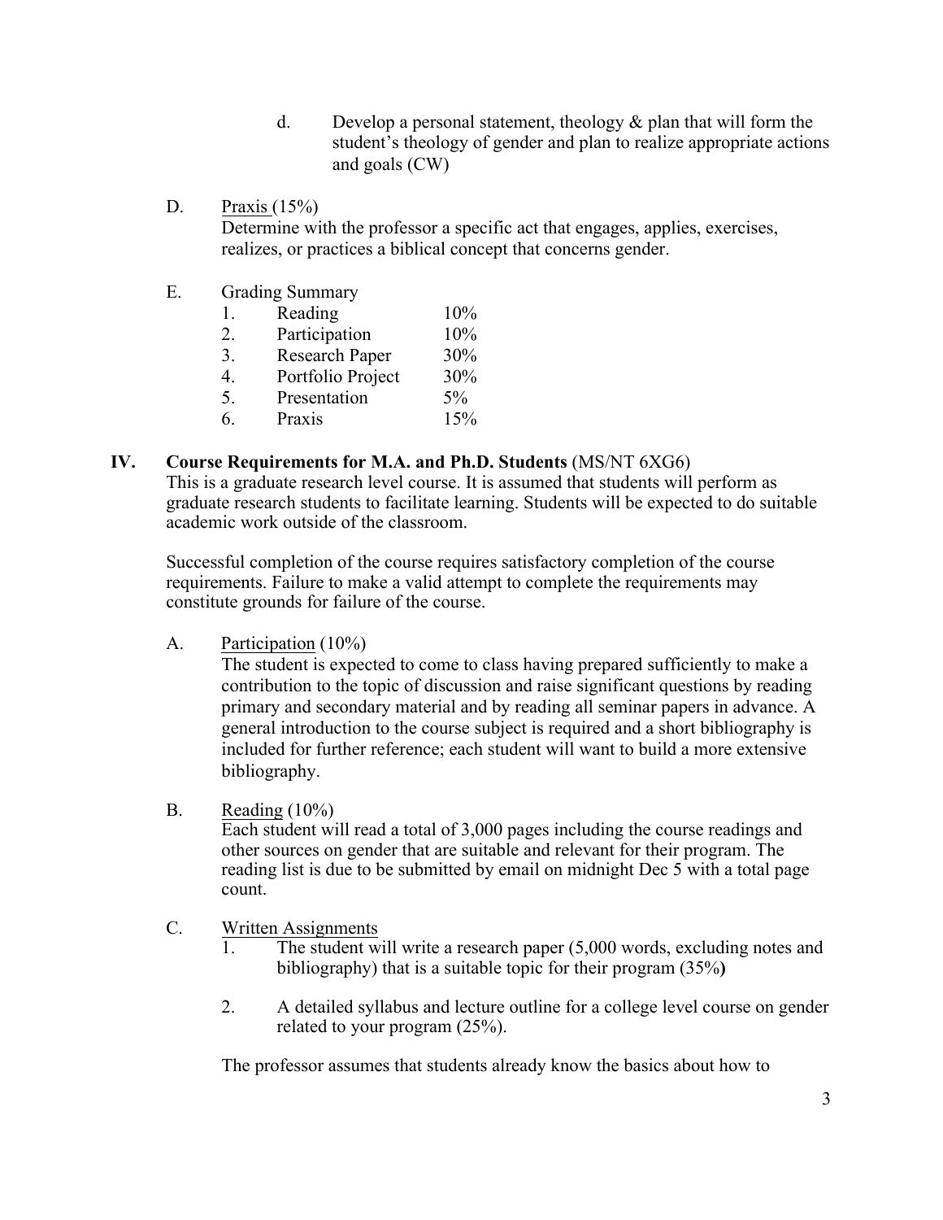d. Develop a personal statement, theology & plan that will form the student's theology of gender and plan to realize appropriate actions and goals (CW)

D. Praxis (15%)
Determine with the professor a specific act that engages, applies, exercises, realizes, or practices a biblical concept that concerns gender.

E. Grading Summary

| | | |
|---|---|---|
| 1. | Reading | 10% |
| 2. | Participation | 10% |
| 3. | Research Paper | 30% |
| 4. | Portfolio Project | 30% |
| 5. | Presentation | 5% |
| 6. | Praxis | 15% |

## IV. Course Requirements for M.A. and Ph.D. Students (MS/NT 6XG6)

This is a graduate research level course. It is assumed that students will perform as graduate research students to facilitate learning. Students will be expected to do suitable academic work outside of the classroom.

Successful completion of the course requires satisfactory completion of the course requirements. Failure to make a valid attempt to complete the requirements may constitute grounds for failure of the course.

A. Participation (10%)
The student is expected to come to class having prepared sufficiently to make a contribution to the topic of discussion and raise significant questions by reading primary and secondary material and by reading all seminar papers in advance. A general introduction to the course subject is required and a short bibliography is included for further reference; each student will want to build a more extensive bibliography.

B. Reading (10%)
Each student will read a total of 3,000 pages including the course readings and other sources on gender that are suitable and relevant for their program. The reading list is due to be submitted by email on midnight Dec 5 with a total page count.

C. Written Assignments

1. The student will write a research paper (5,000 words, excluding notes and bibliography) that is a suitable topic for their program (35%**)**

2. A detailed syllabus and lecture outline for a college level course on gender related to your program (25%).

The professor assumes that students already know the basics about how to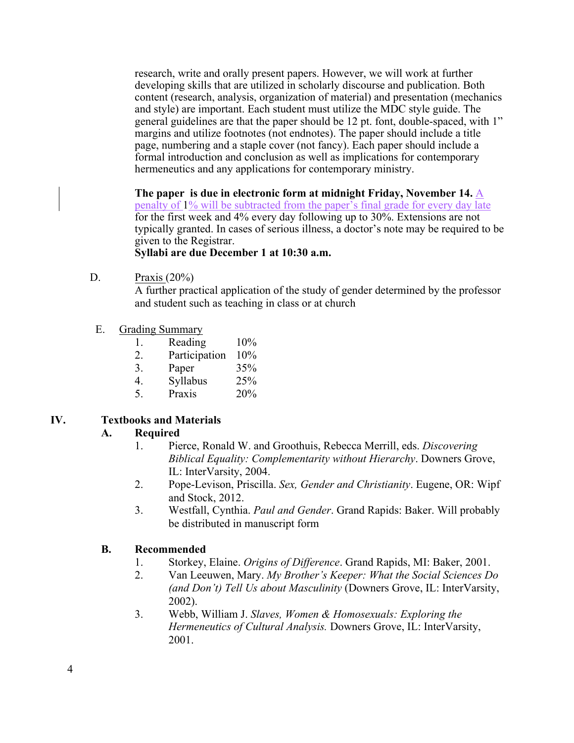research, write and orally present papers. However, we will work at further developing skills that are utilized in scholarly discourse and publication. Both content (research, analysis, organization of material) and presentation (mechanics and style) are important. Each student must utilize the MDC style guide. The general guidelines are that the paper should be 12 pt. font, double-spaced, with 1" margins and utilize footnotes (not endnotes). The paper should include a title page, numbering and a staple cover (not fancy). Each paper should include a formal introduction and conclusion as well as implications for contemporary hermeneutics and any applications for contemporary ministry.

**The paper is due in electronic form at midnight Friday, November 14.** A penalty of 1% will be subtracted from the paper's final grade for every day late for the first week and 4% every day following up to 30%. Extensions are not typically granted. In cases of serious illness, a doctor's note may be required to be given to the Registrar.
**Syllabi are due December 1 at 10:30 a.m.**

D. Praxis (20%)
A further practical application of the study of gender determined by the professor and student such as teaching in class or at church

E. Grading Summary

1. Reading 10%
2. Participation 10%
3. Paper 35%
4. Syllabus 25%
5. Praxis 20%

## IV. Textbooks and Materials

### A. Required

1. Pierce, Ronald W. and Groothuis, Rebecca Merrill, eds. *Discovering Biblical Equality: Complementarity without Hierarchy*. Downers Grove, IL: InterVarsity, 2004.
2. Pope-Levison, Priscilla. *Sex, Gender and Christianity*. Eugene, OR: Wipf and Stock, 2012.
3. Westfall, Cynthia. *Paul and Gender*. Grand Rapids: Baker. Will probably be distributed in manuscript form

### B. Recommended

1. Storkey, Elaine. *Origins of Difference*. Grand Rapids, MI: Baker, 2001.
2. Van Leeuwen, Mary. *My Brother's Keeper: What the Social Sciences Do (and Don't) Tell Us about Masculinity* (Downers Grove, IL: InterVarsity, 2002).
3. Webb, William J. *Slaves, Women & Homosexuals: Exploring the Hermeneutics of Cultural Analysis.* Downers Grove, IL: InterVarsity, 2001.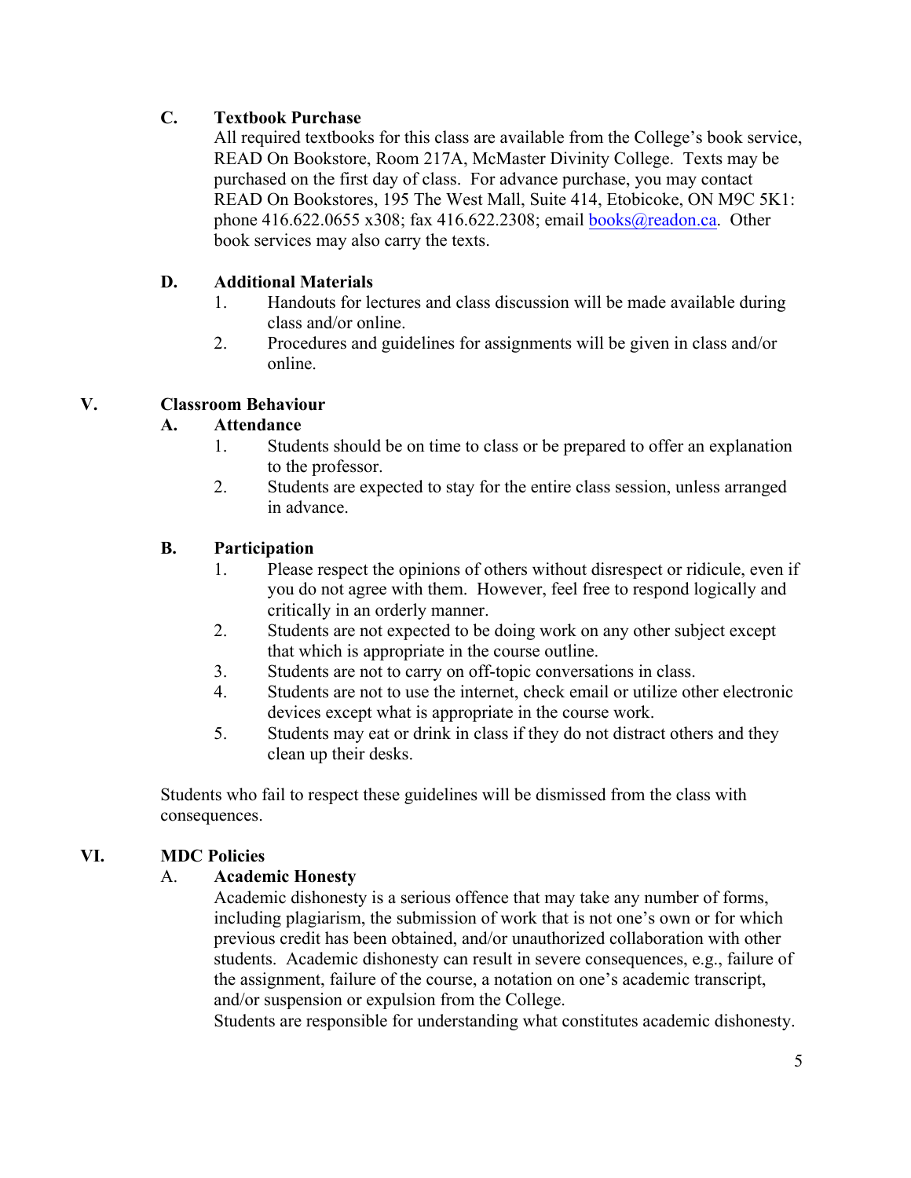### C. Textbook Purchase

All required textbooks for this class are available from the College's book service, READ On Bookstore, Room 217A, McMaster Divinity College. Texts may be purchased on the first day of class. For advance purchase, you may contact READ On Bookstores, 195 The West Mall, Suite 414, Etobicoke, ON M9C 5K1: phone 416.622.0655 x308; fax 416.622.2308; email books@readon.ca. Other book services may also carry the texts.

### D. Additional Materials

1. Handouts for lectures and class discussion will be made available during class and/or online.
2. Procedures and guidelines for assignments will be given in class and/or online.

## V. Classroom Behaviour

### A. Attendance

1. Students should be on time to class or be prepared to offer an explanation to the professor.
2. Students are expected to stay for the entire class session, unless arranged in advance.

### B. Participation

1. Please respect the opinions of others without disrespect or ridicule, even if you do not agree with them. However, feel free to respond logically and critically in an orderly manner.
2. Students are not expected to be doing work on any other subject except that which is appropriate in the course outline.
3. Students are not to carry on off-topic conversations in class.
4. Students are not to use the internet, check email or utilize other electronic devices except what is appropriate in the course work.
5. Students may eat or drink in class if they do not distract others and they clean up their desks.

Students who fail to respect these guidelines will be dismissed from the class with consequences.

## VI. MDC Policies

### A. Academic Honesty

Academic dishonesty is a serious offence that may take any number of forms, including plagiarism, the submission of work that is not one's own or for which previous credit has been obtained, and/or unauthorized collaboration with other students. Academic dishonesty can result in severe consequences, e.g., failure of the assignment, failure of the course, a notation on one's academic transcript, and/or suspension or expulsion from the College.

Students are responsible for understanding what constitutes academic dishonesty.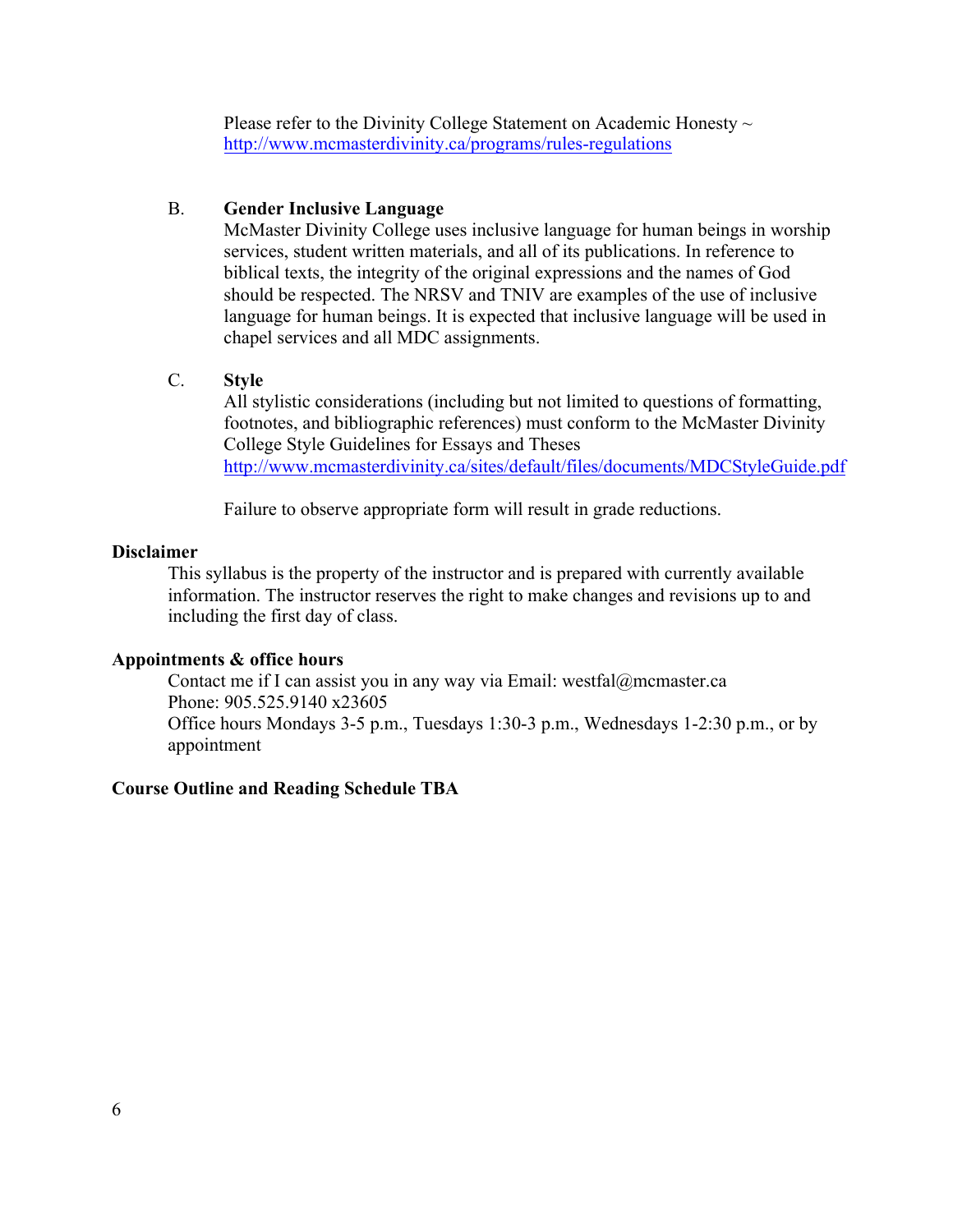Please refer to the Divinity College Statement on Academic Honesty ~ http://www.mcmasterdivinity.ca/programs/rules-regulations

B. **Gender Inclusive Language**

McMaster Divinity College uses inclusive language for human beings in worship services, student written materials, and all of its publications. In reference to biblical texts, the integrity of the original expressions and the names of God should be respected. The NRSV and TNIV are examples of the use of inclusive language for human beings. It is expected that inclusive language will be used in chapel services and all MDC assignments.

C. **Style**

All stylistic considerations (including but not limited to questions of formatting, footnotes, and bibliographic references) must conform to the McMaster Divinity College Style Guidelines for Essays and Theses http://www.mcmasterdivinity.ca/sites/default/files/documents/MDCStyleGuide.pdf

Failure to observe appropriate form will result in grade reductions.

**Disclaimer**

This syllabus is the property of the instructor and is prepared with currently available information. The instructor reserves the right to make changes and revisions up to and including the first day of class.

**Appointments & office hours**

Contact me if I can assist you in any way via Email: westfal@mcmaster.ca
Phone: 905.525.9140 x23605
Office hours Mondays 3-5 p.m., Tuesdays 1:30-3 p.m., Wednesdays 1-2:30 p.m., or by appointment

**Course Outline and Reading Schedule TBA**